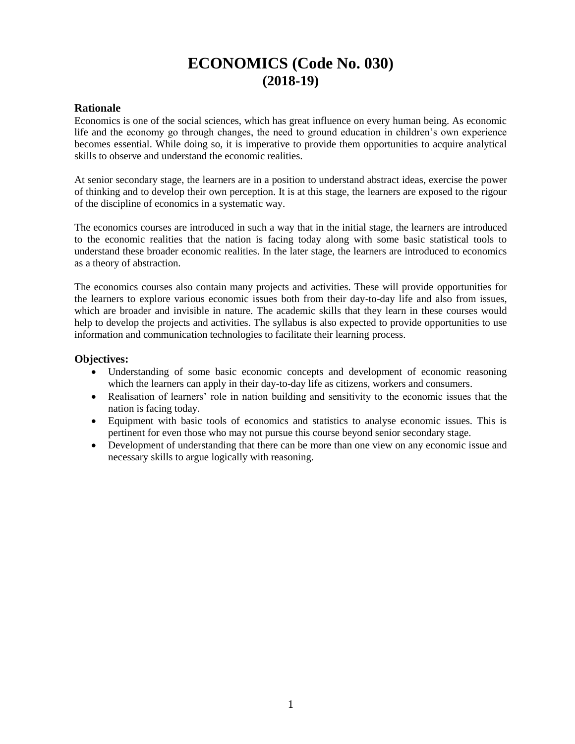# ECONOMICS (Code No. 030)
# (2018-19)

## Rationale

Economics is one of the social sciences, which has great influence on every human being. As economic life and the economy go through changes, the need to ground education in children's own experience becomes essential. While doing so, it is imperative to provide them opportunities to acquire analytical skills to observe and understand the economic realities.

At senior secondary stage, the learners are in a position to understand abstract ideas, exercise the power of thinking and to develop their own perception. It is at this stage, the learners are exposed to the rigour of the discipline of economics in a systematic way.

The economics courses are introduced in such a way that in the initial stage, the learners are introduced to the economic realities that the nation is facing today along with some basic statistical tools to understand these broader economic realities. In the later stage, the learners are introduced to economics as a theory of abstraction.

The economics courses also contain many projects and activities. These will provide opportunities for the learners to explore various economic issues both from their day-to-day life and also from issues, which are broader and invisible in nature. The academic skills that they learn in these courses would help to develop the projects and activities. The syllabus is also expected to provide opportunities to use information and communication technologies to facilitate their learning process.

## Objectives:

- Understanding of some basic economic concepts and development of economic reasoning which the learners can apply in their day-to-day life as citizens, workers and consumers.
- Realisation of learners' role in nation building and sensitivity to the economic issues that the nation is facing today.
- Equipment with basic tools of economics and statistics to analyse economic issues. This is pertinent for even those who may not pursue this course beyond senior secondary stage.
- Development of understanding that there can be more than one view on any economic issue and necessary skills to argue logically with reasoning.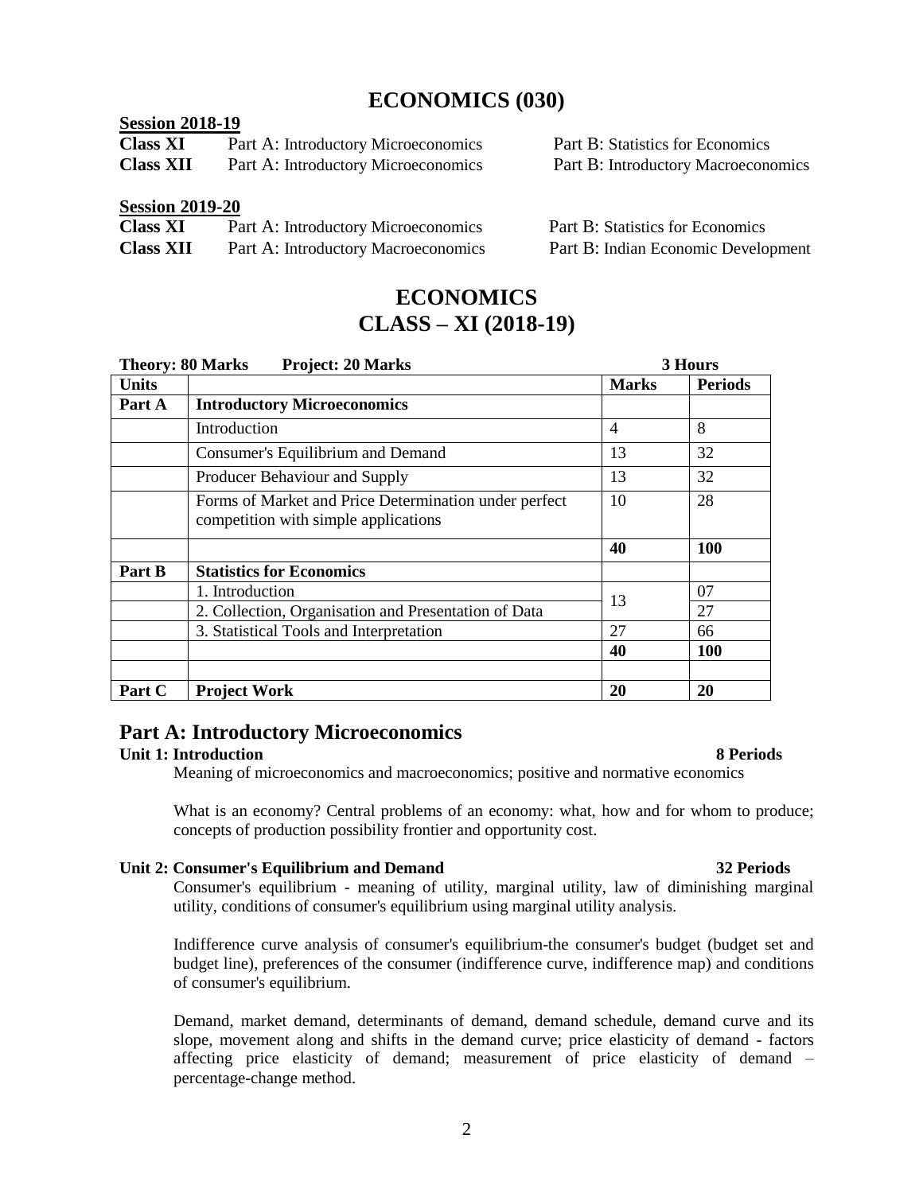# ECONOMICS (030)

**Session 2018-19**

| | | |
|---|---|---|
| **Class XI** | Part A: Introductory Microeconomics | Part B: Statistics for Economics |
| **Class XII** | Part A: Introductory Microeconomics | Part B: Introductory Macroeconomics |

**Session 2019-20**

| | | |
|---|---|---|
| **Class XI** | Part A: Introductory Microeconomics | Part B: Statistics for Economics |
| **Class XII** | Part A: Introductory Macroeconomics | Part B: Indian Economic Development |

# ECONOMICS
# CLASS – XI (2018-19)

**Theory: 80 Marks** **Project: 20 Marks** **3 Hours**

| **Units** | | **Marks** | **Periods** |
|---|---|---|---|
| **Part A** | **Introductory Microeconomics** | | |
| | Introduction | 4 | 8 |
| | Consumer's Equilibrium and Demand | 13 | 32 |
| | Producer Behaviour and Supply | 13 | 32 |
| | Forms of Market and Price Determination under perfect competition with simple applications | 10 | 28 |
| | | **40** | **100** |
| **Part B** | **Statistics for Economics** | | |
| | 1. Introduction | 13 | 07 |
| | 2. Collection, Organisation and Presentation of Data | | 27 |
| | 3. Statistical Tools and Interpretation | 27 | 66 |
| | | **40** | **100** |
| | | | |
| **Part C** | **Project Work** | **20** | **20** |

## Part A: Introductory Microeconomics

**Unit 1: Introduction** **8 Periods**

Meaning of microeconomics and macroeconomics; positive and normative economics

What is an economy? Central problems of an economy: what, how and for whom to produce; concepts of production possibility frontier and opportunity cost.

**Unit 2: Consumer's Equilibrium and Demand** **32 Periods**

Consumer's equilibrium - meaning of utility, marginal utility, law of diminishing marginal utility, conditions of consumer's equilibrium using marginal utility analysis.

Indifference curve analysis of consumer's equilibrium-the consumer's budget (budget set and budget line), preferences of the consumer (indifference curve, indifference map) and conditions of consumer's equilibrium.

Demand, market demand, determinants of demand, demand schedule, demand curve and its slope, movement along and shifts in the demand curve; price elasticity of demand - factors affecting price elasticity of demand; measurement of price elasticity of demand – percentage-change method.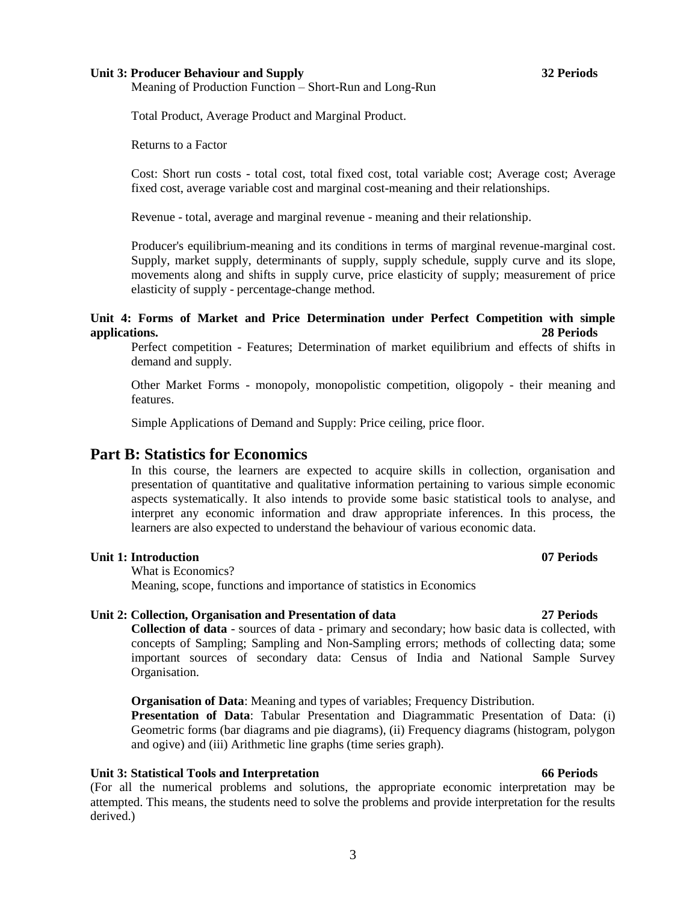**Unit 3: Producer Behaviour and Supply** **32 Periods**

Meaning of Production Function – Short-Run and Long-Run

Total Product, Average Product and Marginal Product.

Returns to a Factor

Cost: Short run costs - total cost, total fixed cost, total variable cost; Average cost; Average fixed cost, average variable cost and marginal cost-meaning and their relationships.

Revenue - total, average and marginal revenue - meaning and their relationship.

Producer's equilibrium-meaning and its conditions in terms of marginal revenue-marginal cost. Supply, market supply, determinants of supply, supply schedule, supply curve and its slope, movements along and shifts in supply curve, price elasticity of supply; measurement of price elasticity of supply - percentage-change method.

**Unit 4: Forms of Market and Price Determination under Perfect Competition with simple applications.** **28 Periods**

Perfect competition - Features; Determination of market equilibrium and effects of shifts in demand and supply.

Other Market Forms - monopoly, monopolistic competition, oligopoly - their meaning and features.

Simple Applications of Demand and Supply: Price ceiling, price floor.

## Part B: Statistics for Economics

In this course, the learners are expected to acquire skills in collection, organisation and presentation of quantitative and qualitative information pertaining to various simple economic aspects systematically. It also intends to provide some basic statistical tools to analyse, and interpret any economic information and draw appropriate inferences. In this process, the learners are also expected to understand the behaviour of various economic data.

**Unit 1: Introduction** **07 Periods**

What is Economics?
Meaning, scope, functions and importance of statistics in Economics

**Unit 2: Collection, Organisation and Presentation of data** **27 Periods**

**Collection of data** - sources of data - primary and secondary; how basic data is collected, with concepts of Sampling; Sampling and Non-Sampling errors; methods of collecting data; some important sources of secondary data: Census of India and National Sample Survey Organisation.

**Organisation of Data**: Meaning and types of variables; Frequency Distribution.
**Presentation of Data**: Tabular Presentation and Diagrammatic Presentation of Data: (i) Geometric forms (bar diagrams and pie diagrams), (ii) Frequency diagrams (histogram, polygon and ogive) and (iii) Arithmetic line graphs (time series graph).

**Unit 3: Statistical Tools and Interpretation** **66 Periods**

(For all the numerical problems and solutions, the appropriate economic interpretation may be attempted. This means, the students need to solve the problems and provide interpretation for the results derived.)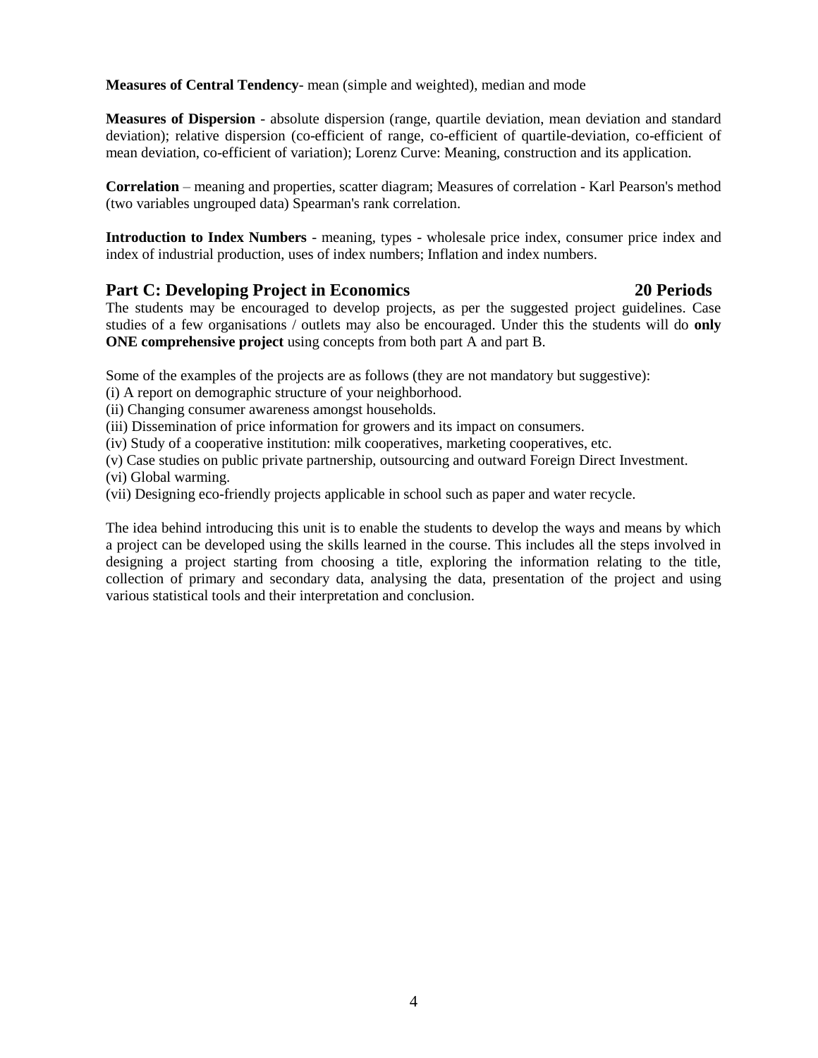**Measures of Central Tendency**- mean (simple and weighted), median and mode

**Measures of Dispersion** - absolute dispersion (range, quartile deviation, mean deviation and standard deviation); relative dispersion (co-efficient of range, co-efficient of quartile-deviation, co-efficient of mean deviation, co-efficient of variation); Lorenz Curve: Meaning, construction and its application.

**Correlation** – meaning and properties, scatter diagram; Measures of correlation - Karl Pearson's method (two variables ungrouped data) Spearman's rank correlation.

**Introduction to Index Numbers** - meaning, types - wholesale price index, consumer price index and index of industrial production, uses of index numbers; Inflation and index numbers.

## Part C: Developing Project in Economics 20 Periods

The students may be encouraged to develop projects, as per the suggested project guidelines. Case studies of a few organisations / outlets may also be encouraged. Under this the students will do **only ONE comprehensive project** using concepts from both part A and part B.

Some of the examples of the projects are as follows (they are not mandatory but suggestive):

(i) A report on demographic structure of your neighborhood.
(ii) Changing consumer awareness amongst households.
(iii) Dissemination of price information for growers and its impact on consumers.
(iv) Study of a cooperative institution: milk cooperatives, marketing cooperatives, etc.
(v) Case studies on public private partnership, outsourcing and outward Foreign Direct Investment.
(vi) Global warming.
(vii) Designing eco-friendly projects applicable in school such as paper and water recycle.

The idea behind introducing this unit is to enable the students to develop the ways and means by which a project can be developed using the skills learned in the course. This includes all the steps involved in designing a project starting from choosing a title, exploring the information relating to the title, collection of primary and secondary data, analysing the data, presentation of the project and using various statistical tools and their interpretation and conclusion.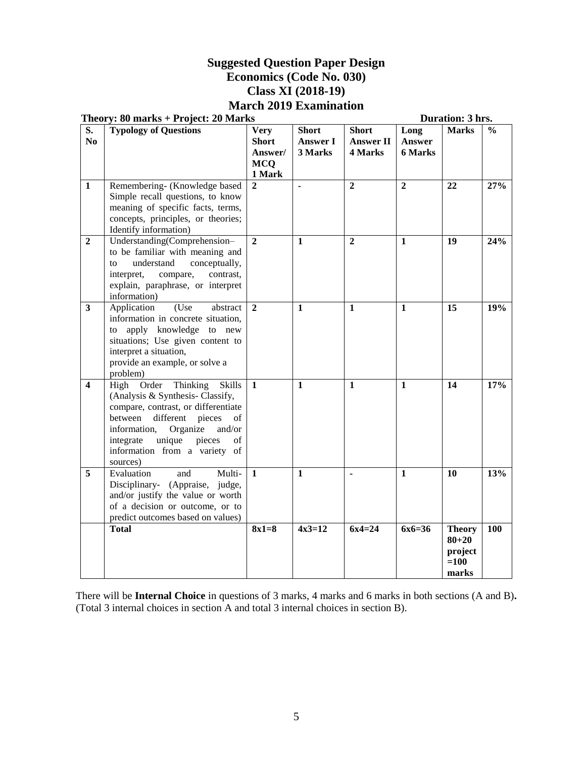# Suggested Question Paper Design
## Economics (Code No. 030)
## Class XI (2018-19)
## March 2019 Examination

**Theory: 80 marks + Project: 20 Marks** **Duration: 3 hrs.**

| S. No | Typology of Questions | Very Short Answer/ MCQ 1 Mark | Short Answer I 3 Marks | Short Answer II 4 Marks | Long Answer 6 Marks | Marks | % |
|---|---|---|---|---|---|---|---|
| 1 | Remembering- (Knowledge based Simple recall questions, to know meaning of specific facts, terms, concepts, principles, or theories; Identify information) | 2 | - | 2 | 2 | 22 | 27% |
| 2 | Understanding(Comprehension– to be familiar with meaning and to understand conceptually, interpret, compare, contrast, explain, paraphrase, or interpret information) | 2 | 1 | 2 | 1 | 19 | 24% |
| 3 | Application (Use abstract information in concrete situation, to apply knowledge to new situations; Use given content to interpret a situation, provide an example, or solve a problem) | 2 | 1 | 1 | 1 | 15 | 19% |
| 4 | High Order Thinking Skills (Analysis & Synthesis- Classify, compare, contrast, or differentiate between different pieces of information, Organize and/or integrate unique pieces of information from a variety of sources) | 1 | 1 | 1 | 1 | 14 | 17% |
| 5 | Evaluation and Multi-Disciplinary- (Appraise, judge, and/or justify the value or worth of a decision or outcome, or to predict outcomes based on values) | 1 | 1 | - | 1 | 10 | 13% |
| | **Total** | **8x1=8** | **4x3=12** | **6x4=24** | **6x6=36** | **Theory 80+20 project =100 marks** | **100** |

There will be **Internal Choice** in questions of 3 marks, 4 marks and 6 marks in both sections (A and B)**.** (Total 3 internal choices in section A and total 3 internal choices in section B).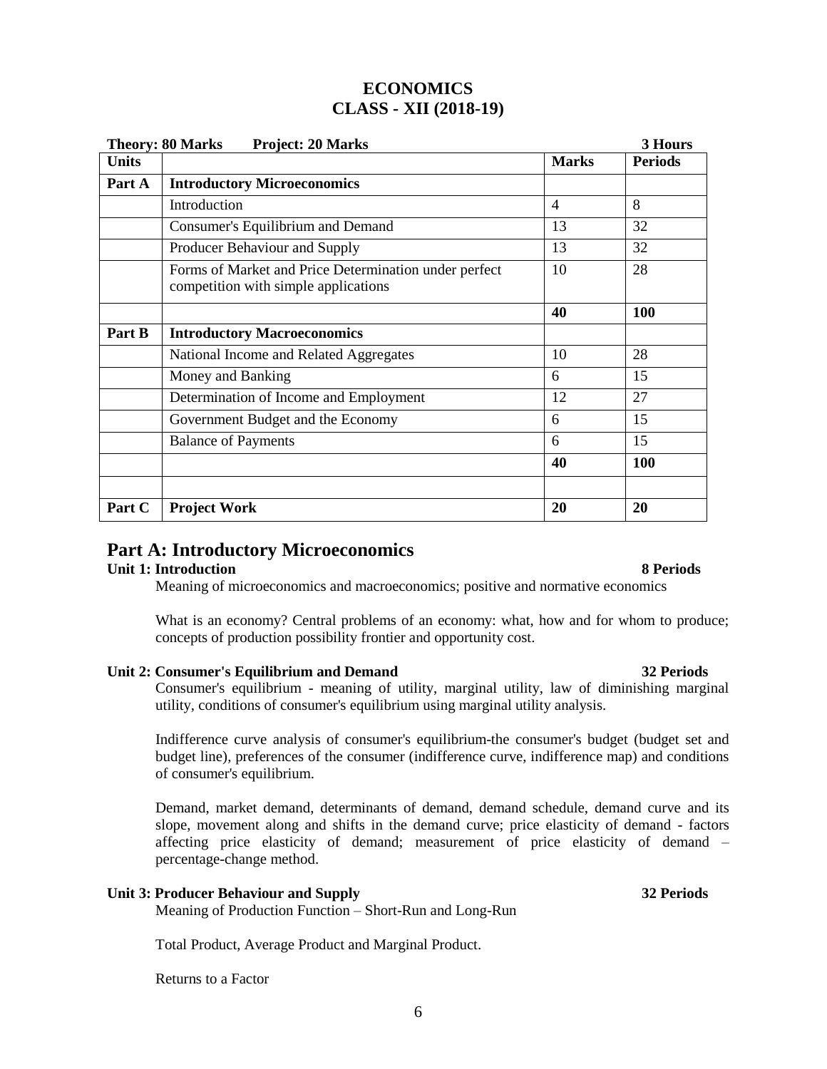# ECONOMICS
# CLASS - XII (2018-19)

**Theory: 80 Marks** **Project: 20 Marks** **3 Hours**

| Units | | Marks | Periods |
|---|---|---|---|
| **Part A** | **Introductory Microeconomics** | | |
| | Introduction | 4 | 8 |
| | Consumer's Equilibrium and Demand | 13 | 32 |
| | Producer Behaviour and Supply | 13 | 32 |
| | Forms of Market and Price Determination under perfect competition with simple applications | 10 | 28 |
| | | **40** | **100** |
| **Part B** | **Introductory Macroeconomics** | | |
| | National Income and Related Aggregates | 10 | 28 |
| | Money and Banking | 6 | 15 |
| | Determination of Income and Employment | 12 | 27 |
| | Government Budget and the Economy | 6 | 15 |
| | Balance of Payments | 6 | 15 |
| | | **40** | **100** |
| | | | |
| **Part C** | **Project Work** | **20** | **20** |

## Part A: Introductory Microeconomics

### Unit 1: Introduction — 8 Periods

Meaning of microeconomics and macroeconomics; positive and normative economics

What is an economy? Central problems of an economy: what, how and for whom to produce; concepts of production possibility frontier and opportunity cost.

### Unit 2: Consumer's Equilibrium and Demand — 32 Periods

Consumer's equilibrium - meaning of utility, marginal utility, law of diminishing marginal utility, conditions of consumer's equilibrium using marginal utility analysis.

Indifference curve analysis of consumer's equilibrium-the consumer's budget (budget set and budget line), preferences of the consumer (indifference curve, indifference map) and conditions of consumer's equilibrium.

Demand, market demand, determinants of demand, demand schedule, demand curve and its slope, movement along and shifts in the demand curve; price elasticity of demand - factors affecting price elasticity of demand; measurement of price elasticity of demand – percentage-change method.

### Unit 3: Producer Behaviour and Supply — 32 Periods

Meaning of Production Function – Short-Run and Long-Run

Total Product, Average Product and Marginal Product.

Returns to a Factor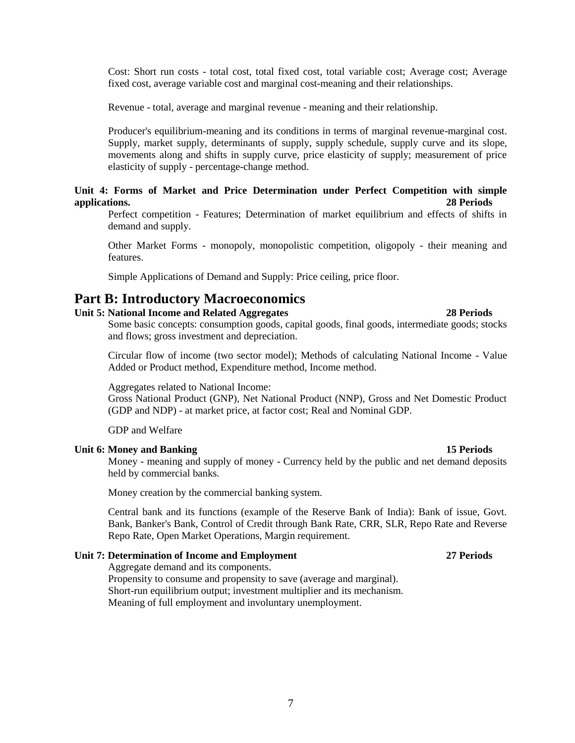Cost: Short run costs - total cost, total fixed cost, total variable cost; Average cost; Average fixed cost, average variable cost and marginal cost-meaning and their relationships.

Revenue - total, average and marginal revenue - meaning and their relationship.

Producer's equilibrium-meaning and its conditions in terms of marginal revenue-marginal cost. Supply, market supply, determinants of supply, supply schedule, supply curve and its slope, movements along and shifts in supply curve, price elasticity of supply; measurement of price elasticity of supply - percentage-change method.

**Unit 4: Forms of Market and Price Determination under Perfect Competition with simple applications. 28 Periods**

Perfect competition - Features; Determination of market equilibrium and effects of shifts in demand and supply.

Other Market Forms - monopoly, monopolistic competition, oligopoly - their meaning and features.

Simple Applications of Demand and Supply: Price ceiling, price floor.

# Part B: Introductory Macroeconomics

**Unit 5: National Income and Related Aggregates 28 Periods**

Some basic concepts: consumption goods, capital goods, final goods, intermediate goods; stocks and flows; gross investment and depreciation.

Circular flow of income (two sector model); Methods of calculating National Income - Value Added or Product method, Expenditure method, Income method.

Aggregates related to National Income:
Gross National Product (GNP), Net National Product (NNP), Gross and Net Domestic Product (GDP and NDP) - at market price, at factor cost; Real and Nominal GDP.

GDP and Welfare

**Unit 6: Money and Banking 15 Periods**

Money - meaning and supply of money - Currency held by the public and net demand deposits held by commercial banks.

Money creation by the commercial banking system.

Central bank and its functions (example of the Reserve Bank of India): Bank of issue, Govt. Bank, Banker's Bank, Control of Credit through Bank Rate, CRR, SLR, Repo Rate and Reverse Repo Rate, Open Market Operations, Margin requirement.

**Unit 7: Determination of Income and Employment 27 Periods**

Aggregate demand and its components.
Propensity to consume and propensity to save (average and marginal).
Short-run equilibrium output; investment multiplier and its mechanism.
Meaning of full employment and involuntary unemployment.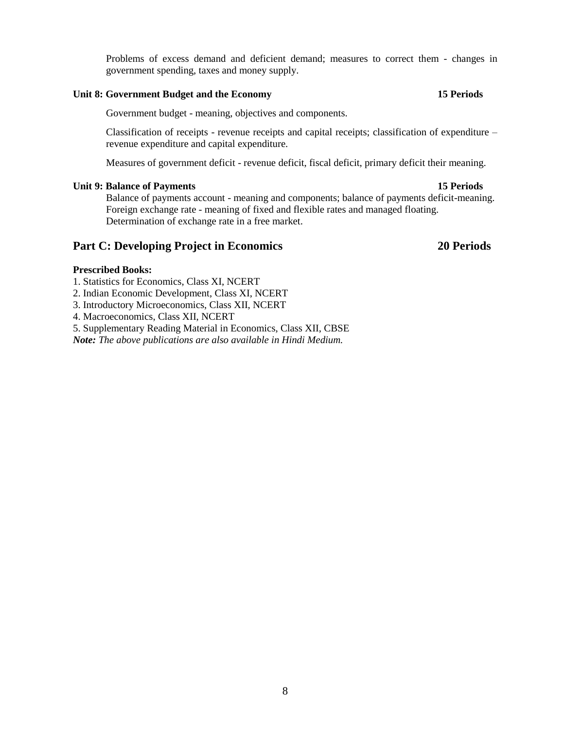Problems of excess demand and deficient demand; measures to correct them - changes in government spending, taxes and money supply.

**Unit 8: Government Budget and the Economy** **15 Periods**

Government budget - meaning, objectives and components.

Classification of receipts - revenue receipts and capital receipts; classification of expenditure – revenue expenditure and capital expenditure.

Measures of government deficit - revenue deficit, fiscal deficit, primary deficit their meaning.

**Unit 9: Balance of Payments** **15 Periods**

Balance of payments account - meaning and components; balance of payments deficit-meaning.
Foreign exchange rate - meaning of fixed and flexible rates and managed floating.
Determination of exchange rate in a free market.

## Part C: Developing Project in Economics 20 Periods

**Prescribed Books:**

1. Statistics for Economics, Class XI, NCERT
2. Indian Economic Development, Class XI, NCERT
3. Introductory Microeconomics, Class XII, NCERT
4. Macroeconomics, Class XII, NCERT
5. Supplementary Reading Material in Economics, Class XII, CBSE

***Note:*** *The above publications are also available in Hindi Medium.*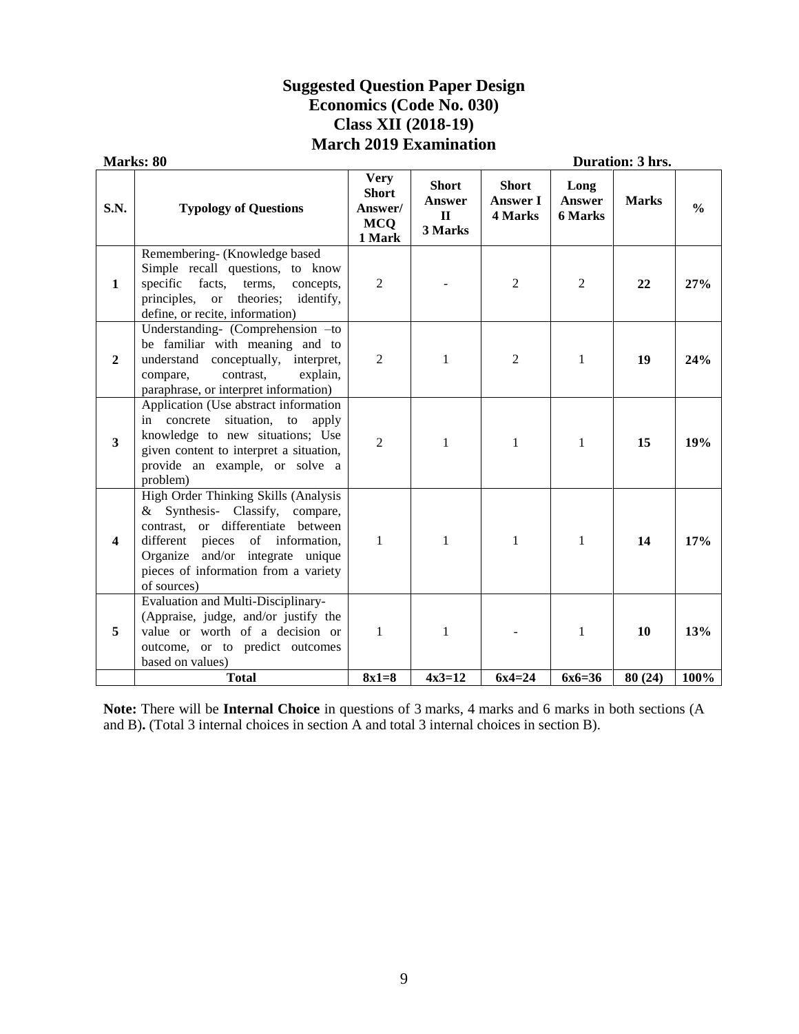# Suggested Question Paper Design
## Economics (Code No. 030)
## Class XII (2018-19)
## March 2019 Examination

**Marks: 80** **Duration: 3 hrs.**

| S.N. | Typology of Questions | Very Short Answer/ MCQ 1 Mark | Short Answer II 3 Marks | Short Answer I 4 Marks | Long Answer 6 Marks | Marks | % |
|---|---|---|---|---|---|---|---|
| 1 | Remembering- (Knowledge based Simple recall questions, to know specific facts, terms, concepts, principles, or theories; identify, define, or recite, information) | 2 | - | 2 | 2 | **22** | **27%** |
| 2 | Understanding- (Comprehension –to be familiar with meaning and to understand conceptually, interpret, compare, contrast, explain, paraphrase, or interpret information) | 2 | 1 | 2 | 1 | **19** | **24%** |
| 3 | Application (Use abstract information in concrete situation, to apply knowledge to new situations; Use given content to interpret a situation, provide an example, or solve a problem) | 2 | 1 | 1 | 1 | **15** | **19%** |
| 4 | High Order Thinking Skills (Analysis & Synthesis- Classify, compare, contrast, or differentiate between different pieces of information, Organize and/or integrate unique pieces of information from a variety of sources) | 1 | 1 | 1 | 1 | **14** | **17%** |
| 5 | Evaluation and Multi-Disciplinary- (Appraise, judge, and/or justify the value or worth of a decision or outcome, or to predict outcomes based on values) | 1 | 1 | - | 1 | **10** | **13%** |
| | **Total** | **8x1=8** | **4x3=12** | **6x4=24** | **6x6=36** | **80 (24)** | **100%** |

**Note:** There will be **Internal Choice** in questions of 3 marks, 4 marks and 6 marks in both sections (A and B)**.** (Total 3 internal choices in section A and total 3 internal choices in section B).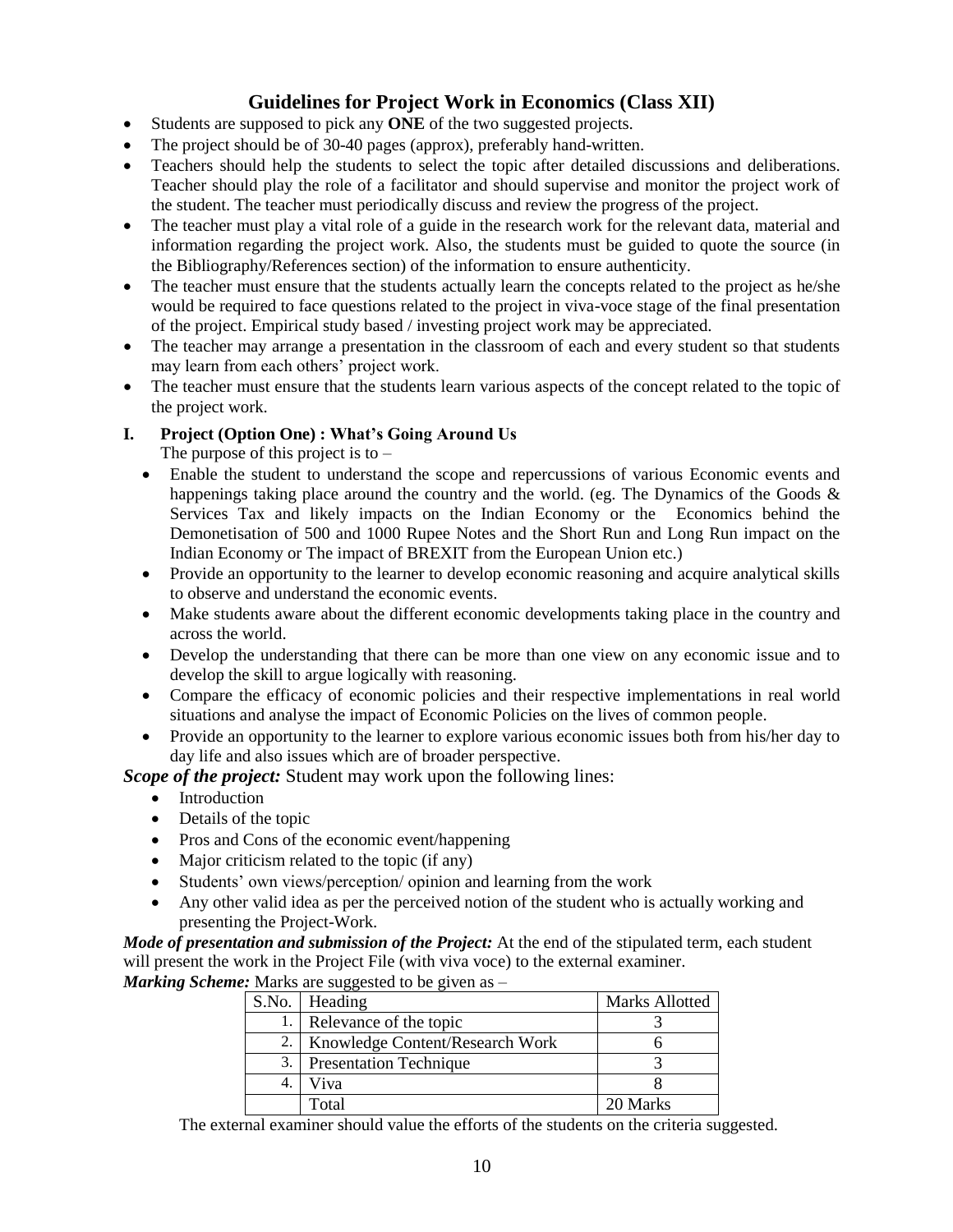## Guidelines for Project Work in Economics (Class XII)

- Students are supposed to pick any **ONE** of the two suggested projects.
- The project should be of 30-40 pages (approx), preferably hand-written.
- Teachers should help the students to select the topic after detailed discussions and deliberations. Teacher should play the role of a facilitator and should supervise and monitor the project work of the student. The teacher must periodically discuss and review the progress of the project.
- The teacher must play a vital role of a guide in the research work for the relevant data, material and information regarding the project work. Also, the students must be guided to quote the source (in the Bibliography/References section) of the information to ensure authenticity.
- The teacher must ensure that the students actually learn the concepts related to the project as he/she would be required to face questions related to the project in viva-voce stage of the final presentation of the project. Empirical study based / investing project work may be appreciated.
- The teacher may arrange a presentation in the classroom of each and every student so that students may learn from each others' project work.
- The teacher must ensure that the students learn various aspects of the concept related to the topic of the project work.

### I. Project (Option One) : What's Going Around Us

The purpose of this project is to –

- Enable the student to understand the scope and repercussions of various Economic events and happenings taking place around the country and the world. (eg. The Dynamics of the Goods & Services Tax and likely impacts on the Indian Economy or the Economics behind the Demonetisation of 500 and 1000 Rupee Notes and the Short Run and Long Run impact on the Indian Economy or The impact of BREXIT from the European Union etc.)
- Provide an opportunity to the learner to develop economic reasoning and acquire analytical skills to observe and understand the economic events.
- Make students aware about the different economic developments taking place in the country and across the world.
- Develop the understanding that there can be more than one view on any economic issue and to develop the skill to argue logically with reasoning.
- Compare the efficacy of economic policies and their respective implementations in real world situations and analyse the impact of Economic Policies on the lives of common people.
- Provide an opportunity to the learner to explore various economic issues both from his/her day to day life and also issues which are of broader perspective.

***Scope of the project:*** Student may work upon the following lines:

- Introduction
- Details of the topic
- Pros and Cons of the economic event/happening
- Major criticism related to the topic (if any)
- Students' own views/perception/ opinion and learning from the work
- Any other valid idea as per the perceived notion of the student who is actually working and presenting the Project-Work.

***Mode of presentation and submission of the Project:*** At the end of the stipulated term, each student will present the work in the Project File (with viva voce) to the external examiner.

***Marking Scheme:*** Marks are suggested to be given as –

| S.No. | Heading | Marks Allotted |
|---|---|---|
| 1. | Relevance of the topic | 3 |
| 2. | Knowledge Content/Research Work | 6 |
| 3. | Presentation Technique | 3 |
| 4. | Viva | 8 |
| | Total | 20 Marks |

The external examiner should value the efforts of the students on the criteria suggested.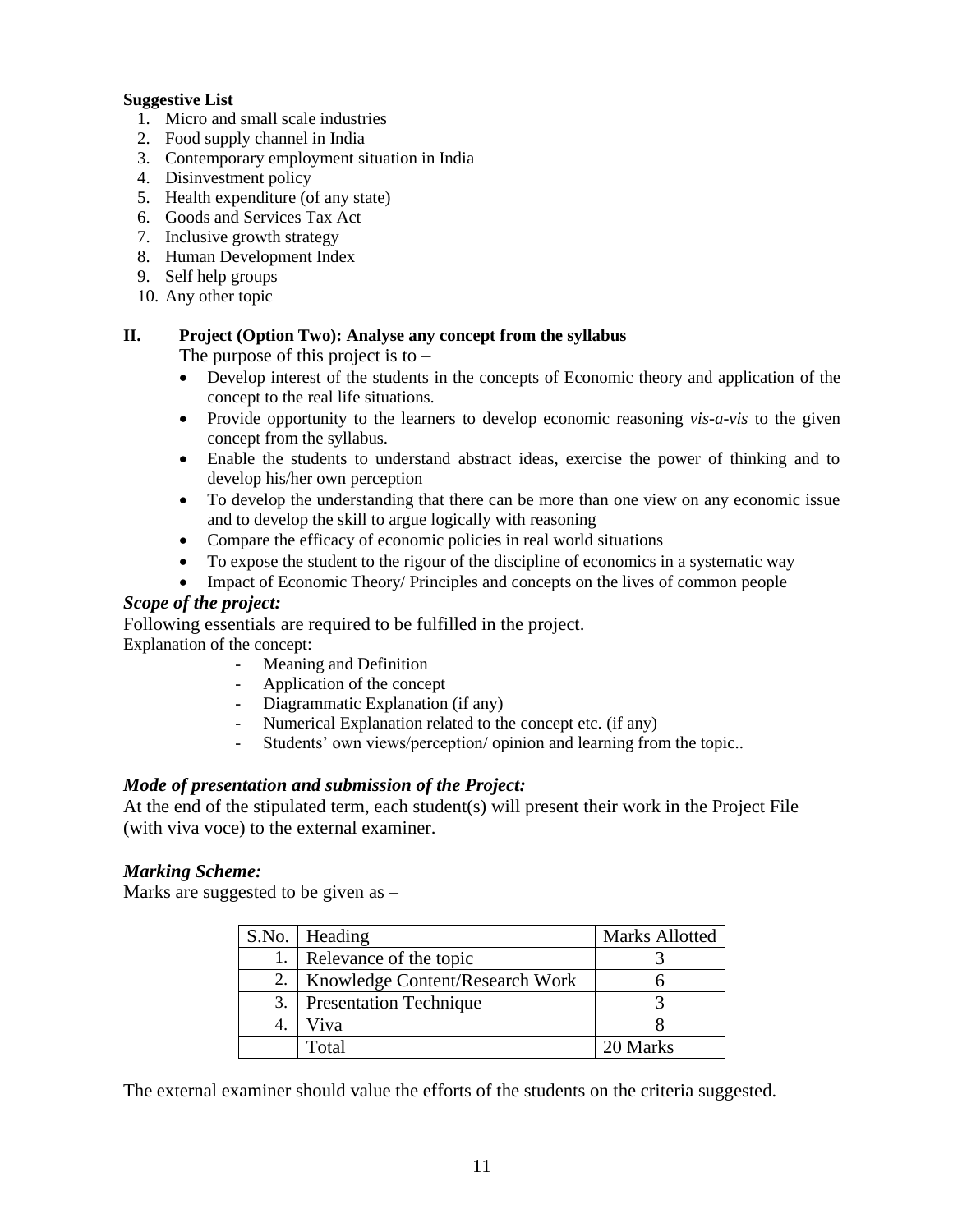**Suggestive List**

1. Micro and small scale industries
2. Food supply channel in India
3. Contemporary employment situation in India
4. Disinvestment policy
5. Health expenditure (of any state)
6. Goods and Services Tax Act
7. Inclusive growth strategy
8. Human Development Index
9. Self help groups
10. Any other topic

**II. Project (Option Two): Analyse any concept from the syllabus**

The purpose of this project is to –

- Develop interest of the students in the concepts of Economic theory and application of the concept to the real life situations.
- Provide opportunity to the learners to develop economic reasoning *vis-a-vis* to the given concept from the syllabus.
- Enable the students to understand abstract ideas, exercise the power of thinking and to develop his/her own perception
- To develop the understanding that there can be more than one view on any economic issue and to develop the skill to argue logically with reasoning
- Compare the efficacy of economic policies in real world situations
- To expose the student to the rigour of the discipline of economics in a systematic way
- Impact of Economic Theory/ Principles and concepts on the lives of common people

***Scope of the project:***

Following essentials are required to be fulfilled in the project.

Explanation of the concept:

- Meaning and Definition
- Application of the concept
- Diagrammatic Explanation (if any)
- Numerical Explanation related to the concept etc. (if any)
- Students' own views/perception/ opinion and learning from the topic..

***Mode of presentation and submission of the Project:***

At the end of the stipulated term, each student(s) will present their work in the Project File (with viva voce) to the external examiner.

***Marking Scheme:***

Marks are suggested to be given as –

| S.No. | Heading | Marks Allotted |
|---|---|---|
| 1. | Relevance of the topic | 3 |
| 2. | Knowledge Content/Research Work | 6 |
| 3. | Presentation Technique | 3 |
| 4. | Viva | 8 |
| | Total | 20 Marks |

The external examiner should value the efforts of the students on the criteria suggested.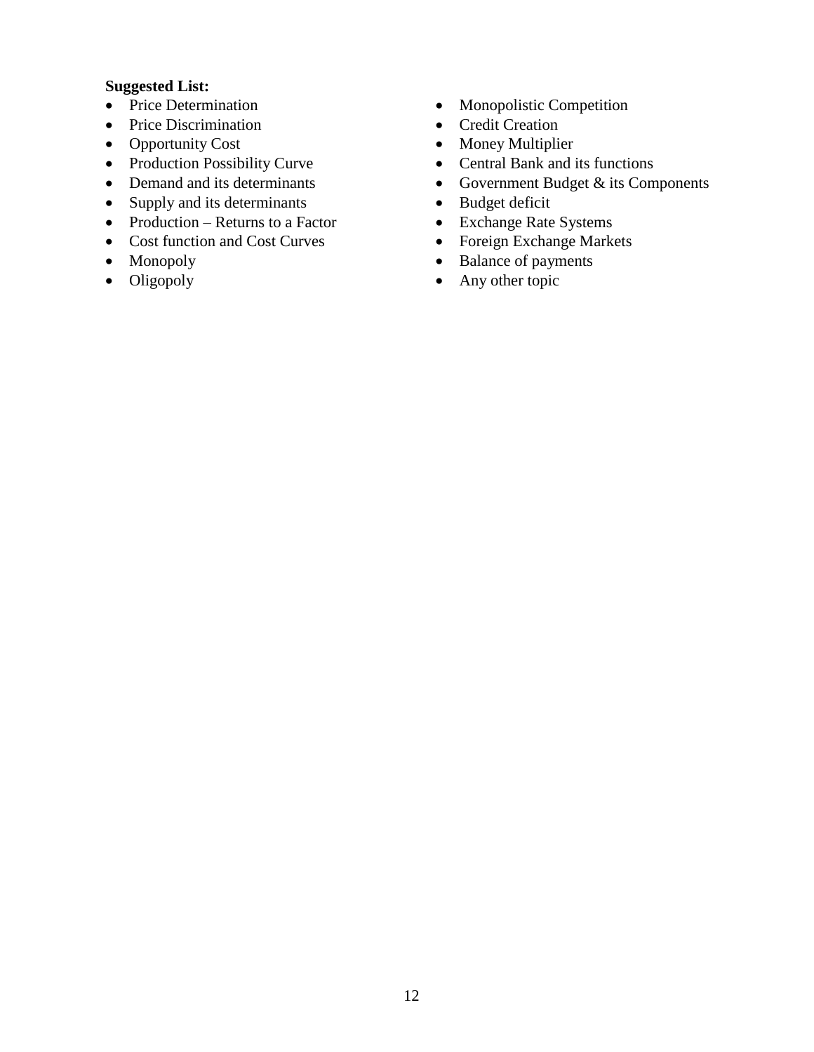**Suggested List:**

- Price Determination
- Price Discrimination
- Opportunity Cost
- Production Possibility Curve
- Demand and its determinants
- Supply and its determinants
- Production – Returns to a Factor
- Cost function and Cost Curves
- Monopoly
- Oligopoly
- Monopolistic Competition
- Credit Creation
- Money Multiplier
- Central Bank and its functions
- Government Budget & its Components
- Budget deficit
- Exchange Rate Systems
- Foreign Exchange Markets
- Balance of payments
- Any other topic